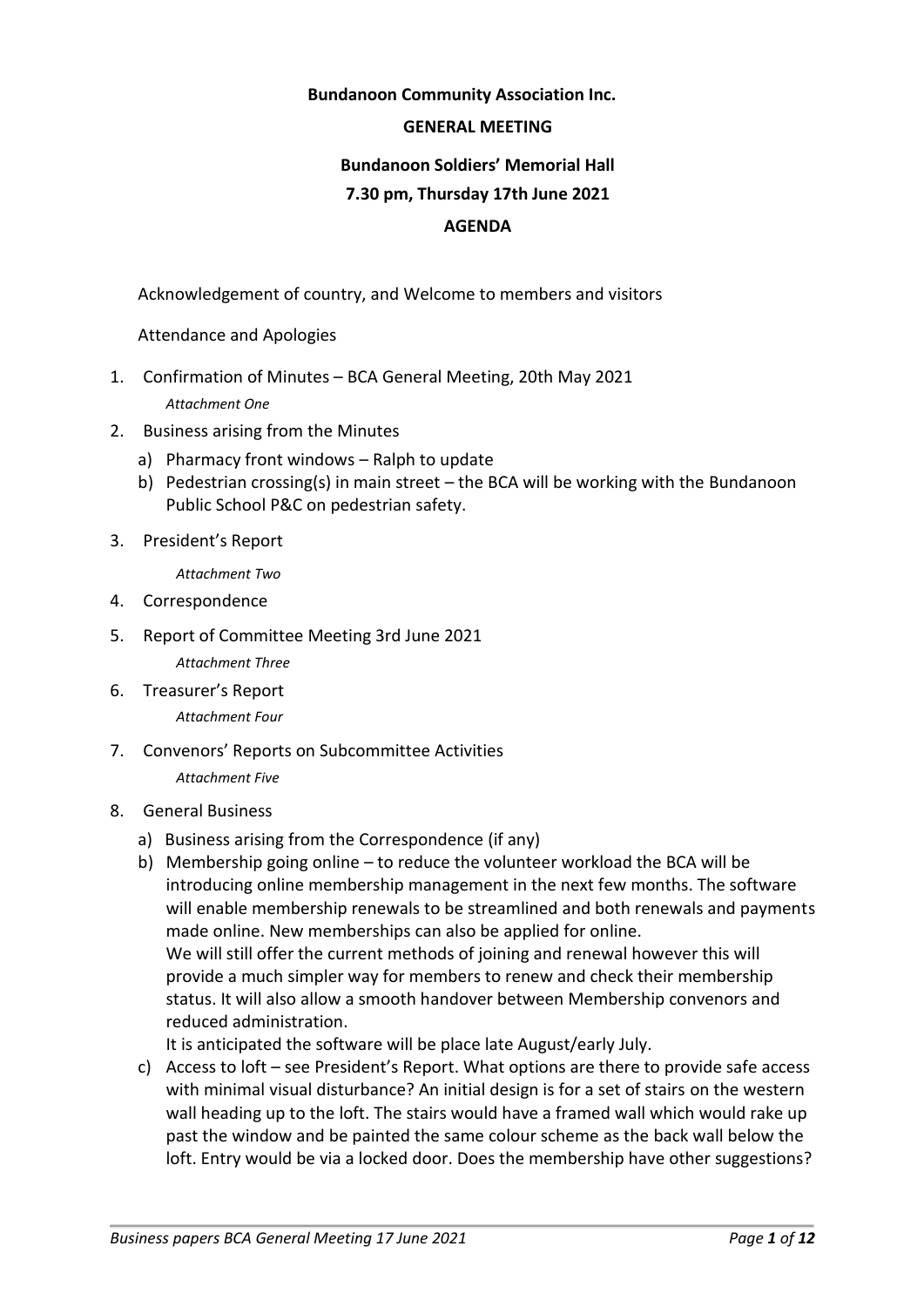**Bundanoon Community Association Inc.**

**GENERAL MEETING**

**Bundanoon Soldiers' Memorial Hall**

**7.30 pm, Thursday 17th June 2021**

**AGENDA**

Acknowledgement of country, and Welcome to members and visitors

Attendance and Apologies

1. Confirmation of Minutes – BCA General Meeting, 20th May 2021
   *Attachment One*
2. Business arising from the Minutes
   a) Pharmacy front windows – Ralph to update
   b) Pedestrian crossing(s) in main street – the BCA will be working with the Bundanoon Public School P&C on pedestrian safety.
3. President's Report
   *Attachment Two*
4. Correspondence
5. Report of Committee Meeting 3rd June 2021
   *Attachment Three*
6. Treasurer's Report
   *Attachment Four*
7. Convenors' Reports on Subcommittee Activities
   *Attachment Five*
8. General Business
   a) Business arising from the Correspondence (if any)
   b) Membership going online – to reduce the volunteer workload the BCA will be introducing online membership management in the next few months. The software will enable membership renewals to be streamlined and both renewals and payments made online. New memberships can also be applied for online.
   We will still offer the current methods of joining and renewal however this will provide a much simpler way for members to renew and check their membership status. It will also allow a smooth handover between Membership convenors and reduced administration.
   It is anticipated the software will be place late August/early July.
   c) Access to loft – see President's Report. What options are there to provide safe access with minimal visual disturbance? An initial design is for a set of stairs on the western wall heading up to the loft. The stairs would have a framed wall which would rake up past the window and be painted the same colour scheme as the back wall below the loft. Entry would be via a locked door. Does the membership have other suggestions?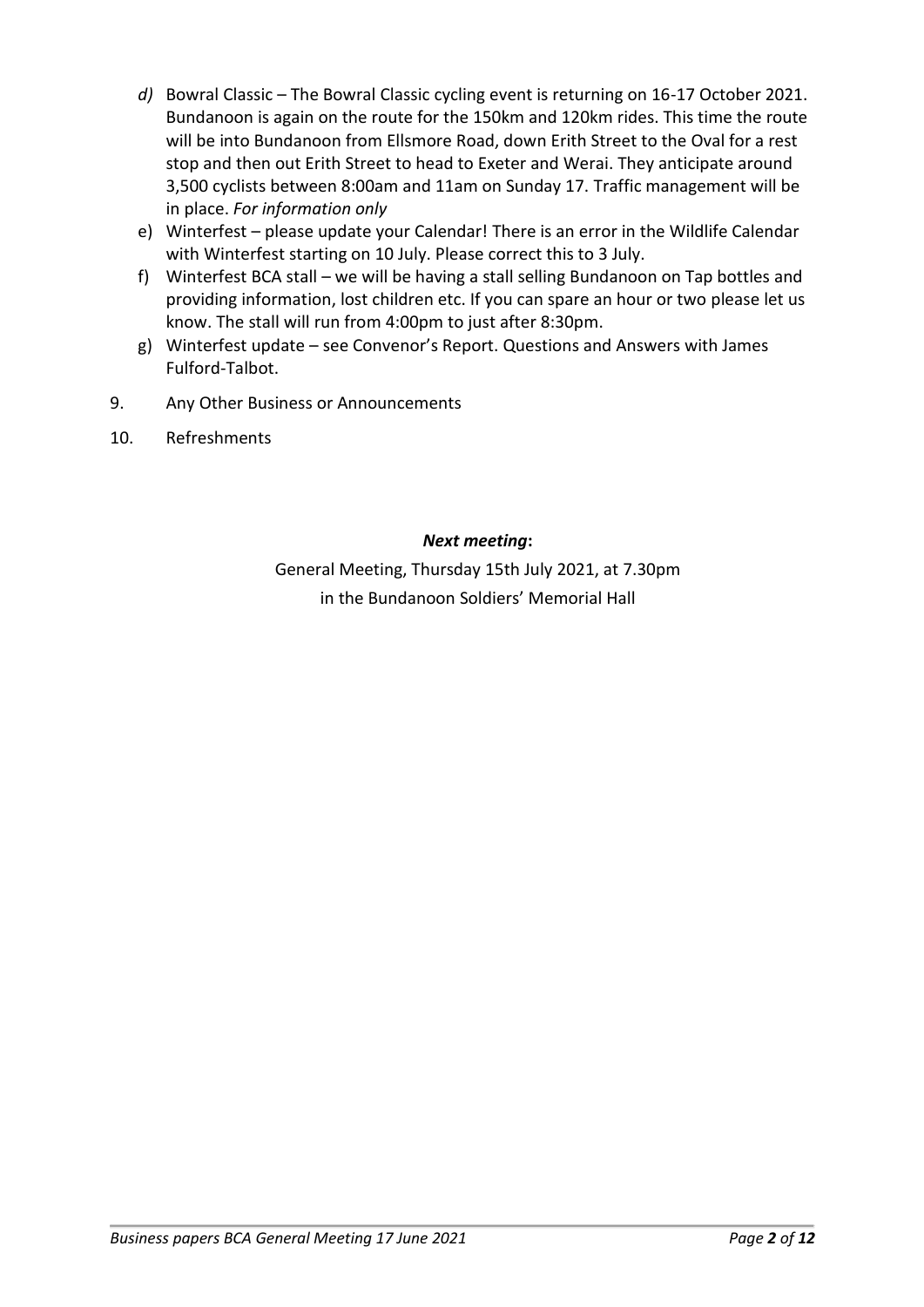*d)* Bowral Classic – The Bowral Classic cycling event is returning on 16-17 October 2021. Bundanoon is again on the route for the 150km and 120km rides. This time the route will be into Bundanoon from Ellsmore Road, down Erith Street to the Oval for a rest stop and then out Erith Street to head to Exeter and Werai. They anticipate around 3,500 cyclists between 8:00am and 11am on Sunday 17. Traffic management will be in place. *For information only*

e) Winterfest – please update your Calendar! There is an error in the Wildlife Calendar with Winterfest starting on 10 July. Please correct this to 3 July.

f) Winterfest BCA stall – we will be having a stall selling Bundanoon on Tap bottles and providing information, lost children etc. If you can spare an hour or two please let us know. The stall will run from 4:00pm to just after 8:30pm.

g) Winterfest update – see Convenor's Report. Questions and Answers with James Fulford-Talbot.

9. Any Other Business or Announcements

10. Refreshments

***Next meeting*:**

General Meeting, Thursday 15th July 2021, at 7.30pm
in the Bundanoon Soldiers' Memorial Hall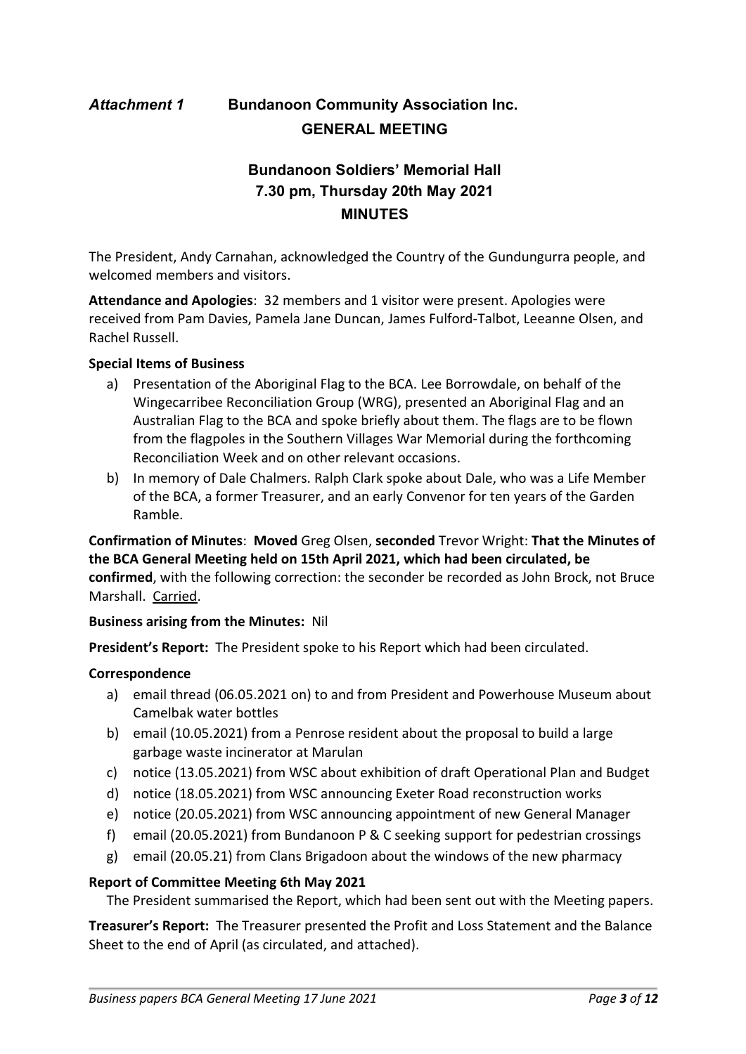*Attachment 1* **Bundanoon Community Association Inc.**

**GENERAL MEETING**

**Bundanoon Soldiers' Memorial Hall**
**7.30 pm, Thursday 20th May 2021**
**MINUTES**

The President, Andy Carnahan, acknowledged the Country of the Gundungurra people, and welcomed members and visitors.

**Attendance and Apologies**: 32 members and 1 visitor were present. Apologies were received from Pam Davies, Pamela Jane Duncan, James Fulford-Talbot, Leeanne Olsen, and Rachel Russell.

**Special Items of Business**

a) Presentation of the Aboriginal Flag to the BCA. Lee Borrowdale, on behalf of the Wingecarribee Reconciliation Group (WRG), presented an Aboriginal Flag and an Australian Flag to the BCA and spoke briefly about them. The flags are to be flown from the flagpoles in the Southern Villages War Memorial during the forthcoming Reconciliation Week and on other relevant occasions.
b) In memory of Dale Chalmers. Ralph Clark spoke about Dale, who was a Life Member of the BCA, a former Treasurer, and an early Convenor for ten years of the Garden Ramble.

**Confirmation of Minutes**: **Moved** Greg Olsen, **seconded** Trevor Wright: **That the Minutes of the BCA General Meeting held on 15th April 2021, which had been circulated, be confirmed**, with the following correction: the seconder be recorded as John Brock, not Bruce Marshall. Carried.

**Business arising from the Minutes:** Nil

**President's Report:** The President spoke to his Report which had been circulated.

**Correspondence**

a) email thread (06.05.2021 on) to and from President and Powerhouse Museum about Camelbak water bottles
b) email (10.05.2021) from a Penrose resident about the proposal to build a large garbage waste incinerator at Marulan
c) notice (13.05.2021) from WSC about exhibition of draft Operational Plan and Budget
d) notice (18.05.2021) from WSC announcing Exeter Road reconstruction works
e) notice (20.05.2021) from WSC announcing appointment of new General Manager
f) email (20.05.2021) from Bundanoon P & C seeking support for pedestrian crossings
g) email (20.05.21) from Clans Brigadoon about the windows of the new pharmacy

**Report of Committee Meeting 6th May 2021**

The President summarised the Report, which had been sent out with the Meeting papers.

**Treasurer's Report:** The Treasurer presented the Profit and Loss Statement and the Balance Sheet to the end of April (as circulated, and attached).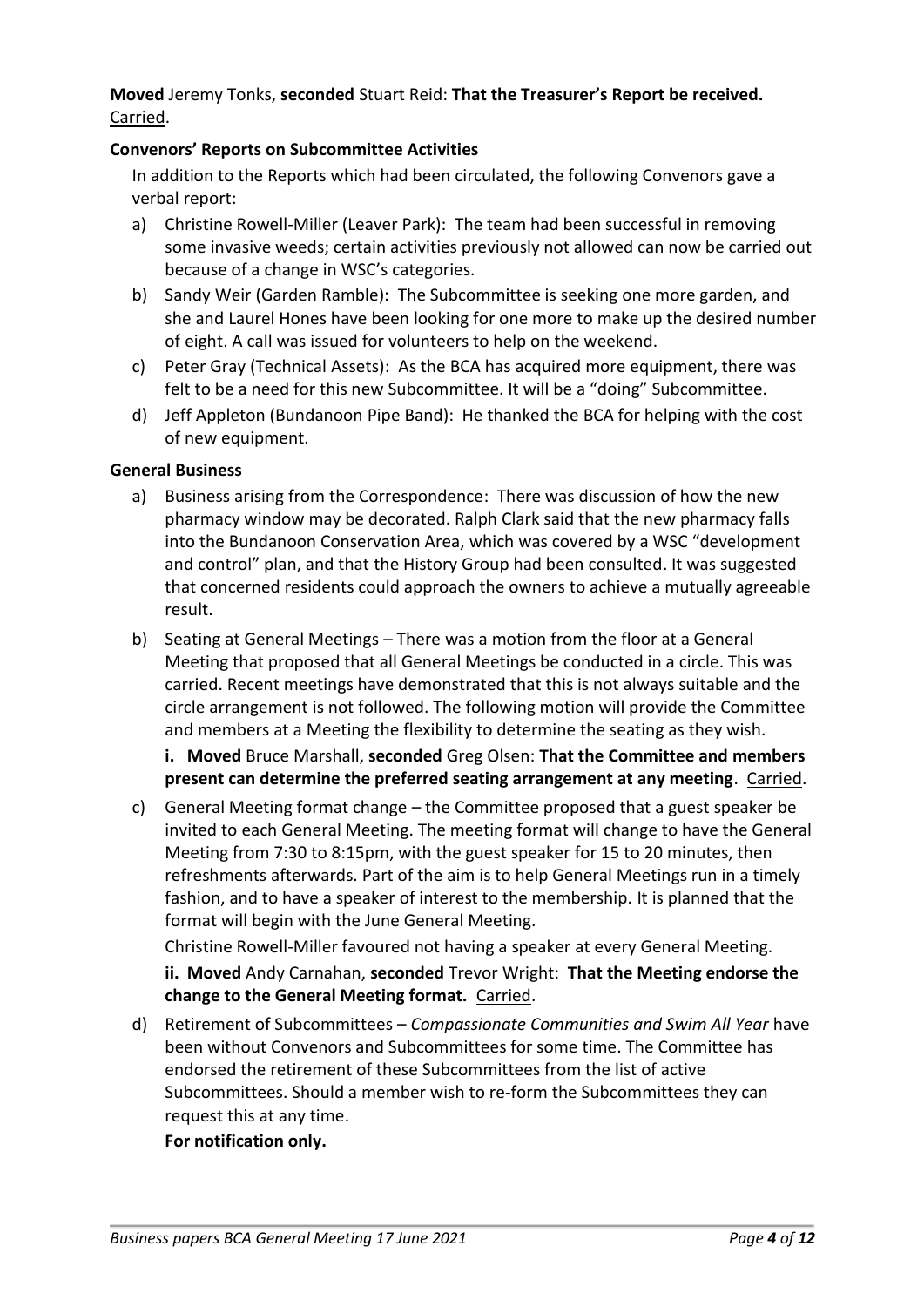**Moved** Jeremy Tonks, **seconded** Stuart Reid: **That the Treasurer's Report be received.** Carried.

**Convenors' Reports on Subcommittee Activities**

In addition to the Reports which had been circulated, the following Convenors gave a verbal report:

a) Christine Rowell-Miller (Leaver Park): The team had been successful in removing some invasive weeds; certain activities previously not allowed can now be carried out because of a change in WSC's categories.

b) Sandy Weir (Garden Ramble): The Subcommittee is seeking one more garden, and she and Laurel Hones have been looking for one more to make up the desired number of eight. A call was issued for volunteers to help on the weekend.

c) Peter Gray (Technical Assets): As the BCA has acquired more equipment, there was felt to be a need for this new Subcommittee. It will be a "doing" Subcommittee.

d) Jeff Appleton (Bundanoon Pipe Band): He thanked the BCA for helping with the cost of new equipment.

**General Business**

a) Business arising from the Correspondence: There was discussion of how the new pharmacy window may be decorated. Ralph Clark said that the new pharmacy falls into the Bundanoon Conservation Area, which was covered by a WSC "development and control" plan, and that the History Group had been consulted. It was suggested that concerned residents could approach the owners to achieve a mutually agreeable result.

b) Seating at General Meetings – There was a motion from the floor at a General Meeting that proposed that all General Meetings be conducted in a circle. This was carried. Recent meetings have demonstrated that this is not always suitable and the circle arrangement is not followed. The following motion will provide the Committee and members at a Meeting the flexibility to determine the seating as they wish.

   **i. Moved** Bruce Marshall, **seconded** Greg Olsen: **That the Committee and members present can determine the preferred seating arrangement at any meeting**. Carried.

c) General Meeting format change – the Committee proposed that a guest speaker be invited to each General Meeting. The meeting format will change to have the General Meeting from 7:30 to 8:15pm, with the guest speaker for 15 to 20 minutes, then refreshments afterwards. Part of the aim is to help General Meetings run in a timely fashion, and to have a speaker of interest to the membership. It is planned that the format will begin with the June General Meeting.

   Christine Rowell-Miller favoured not having a speaker at every General Meeting.

   **ii. Moved** Andy Carnahan, **seconded** Trevor Wright: **That the Meeting endorse the change to the General Meeting format.** Carried.

d) Retirement of Subcommittees – *Compassionate Communities and Swim All Year* have been without Convenors and Subcommittees for some time. The Committee has endorsed the retirement of these Subcommittees from the list of active Subcommittees. Should a member wish to re-form the Subcommittees they can request this at any time.

   **For notification only.**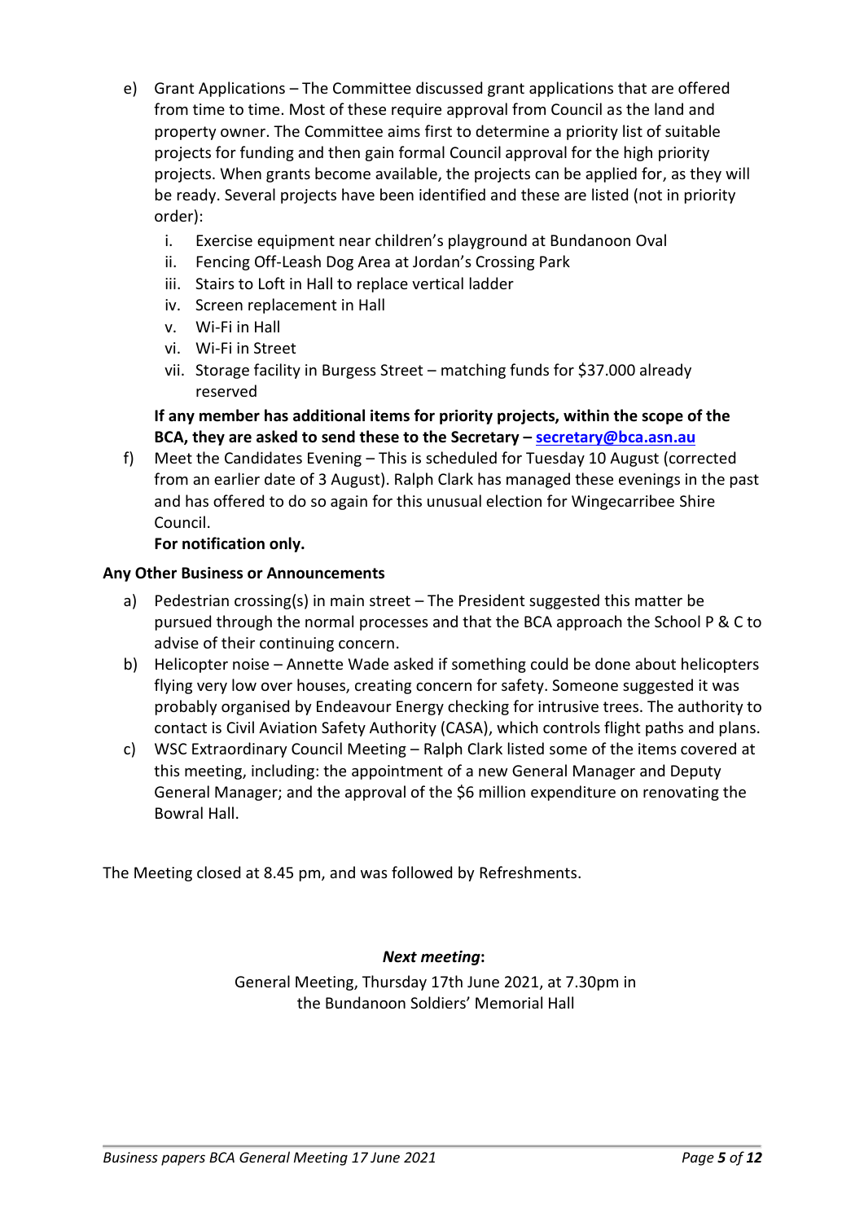e) Grant Applications – The Committee discussed grant applications that are offered from time to time. Most of these require approval from Council as the land and property owner. The Committee aims first to determine a priority list of suitable projects for funding and then gain formal Council approval for the high priority projects. When grants become available, the projects can be applied for, as they will be ready. Several projects have been identified and these are listed (not in priority order):

   i. Exercise equipment near children's playground at Bundanoon Oval
   ii. Fencing Off-Leash Dog Area at Jordan's Crossing Park
   iii. Stairs to Loft in Hall to replace vertical ladder
   iv. Screen replacement in Hall
   v. Wi-Fi in Hall
   vi. Wi-Fi in Street
   vii. Storage facility in Burgess Street – matching funds for $37.000 already reserved

   **If any member has additional items for priority projects, within the scope of the BCA, they are asked to send these to the Secretary – secretary@bca.asn.au**

f) Meet the Candidates Evening – This is scheduled for Tuesday 10 August (corrected from an earlier date of 3 August). Ralph Clark has managed these evenings in the past and has offered to do so again for this unusual election for Wingecarribee Shire Council.

   **For notification only.**

**Any Other Business or Announcements**

a) Pedestrian crossing(s) in main street – The President suggested this matter be pursued through the normal processes and that the BCA approach the School P & C to advise of their continuing concern.

b) Helicopter noise – Annette Wade asked if something could be done about helicopters flying very low over houses, creating concern for safety. Someone suggested it was probably organised by Endeavour Energy checking for intrusive trees. The authority to contact is Civil Aviation Safety Authority (CASA), which controls flight paths and plans.

c) WSC Extraordinary Council Meeting – Ralph Clark listed some of the items covered at this meeting, including: the appointment of a new General Manager and Deputy General Manager; and the approval of the $6 million expenditure on renovating the Bowral Hall.

The Meeting closed at 8.45 pm, and was followed by Refreshments.

***Next meeting*:**

General Meeting, Thursday 17th June 2021, at 7.30pm in the Bundanoon Soldiers' Memorial Hall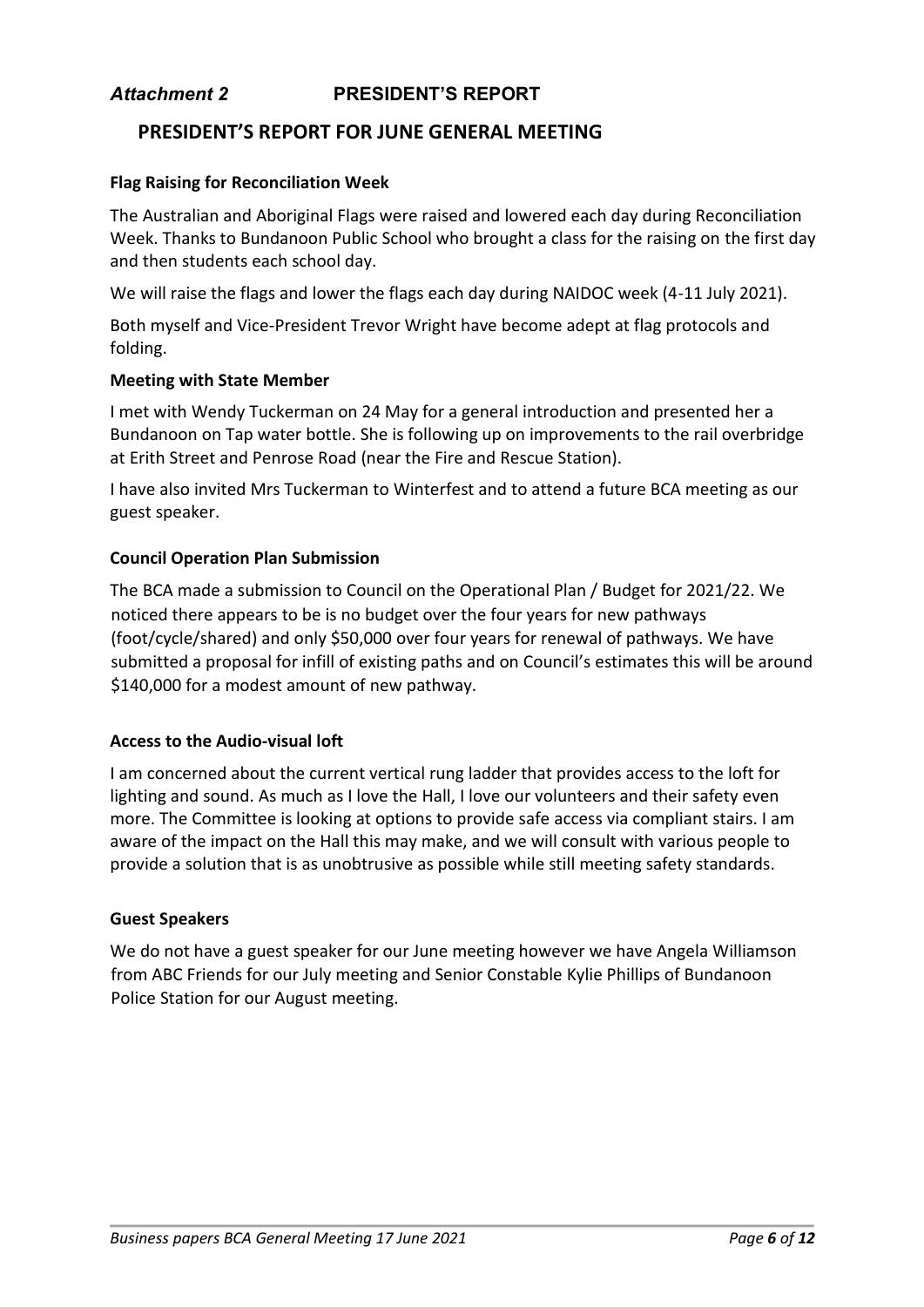*Attachment 2* **PRESIDENT'S REPORT**

## PRESIDENT'S REPORT FOR JUNE GENERAL MEETING

### Flag Raising for Reconciliation Week

The Australian and Aboriginal Flags were raised and lowered each day during Reconciliation Week. Thanks to Bundanoon Public School who brought a class for the raising on the first day and then students each school day.

We will raise the flags and lower the flags each day during NAIDOC week (4-11 July 2021).

Both myself and Vice-President Trevor Wright have become adept at flag protocols and folding.

### Meeting with State Member

I met with Wendy Tuckerman on 24 May for a general introduction and presented her a Bundanoon on Tap water bottle. She is following up on improvements to the rail overbridge at Erith Street and Penrose Road (near the Fire and Rescue Station).

I have also invited Mrs Tuckerman to Winterfest and to attend a future BCA meeting as our guest speaker.

### Council Operation Plan Submission

The BCA made a submission to Council on the Operational Plan / Budget for 2021/22. We noticed there appears to be is no budget over the four years for new pathways (foot/cycle/shared) and only $50,000 over four years for renewal of pathways. We have submitted a proposal for infill of existing paths and on Council's estimates this will be around $140,000 for a modest amount of new pathway.

### Access to the Audio-visual loft

I am concerned about the current vertical rung ladder that provides access to the loft for lighting and sound. As much as I love the Hall, I love our volunteers and their safety even more. The Committee is looking at options to provide safe access via compliant stairs. I am aware of the impact on the Hall this may make, and we will consult with various people to provide a solution that is as unobtrusive as possible while still meeting safety standards.

### Guest Speakers

We do not have a guest speaker for our June meeting however we have Angela Williamson from ABC Friends for our July meeting and Senior Constable Kylie Phillips of Bundanoon Police Station for our August meeting.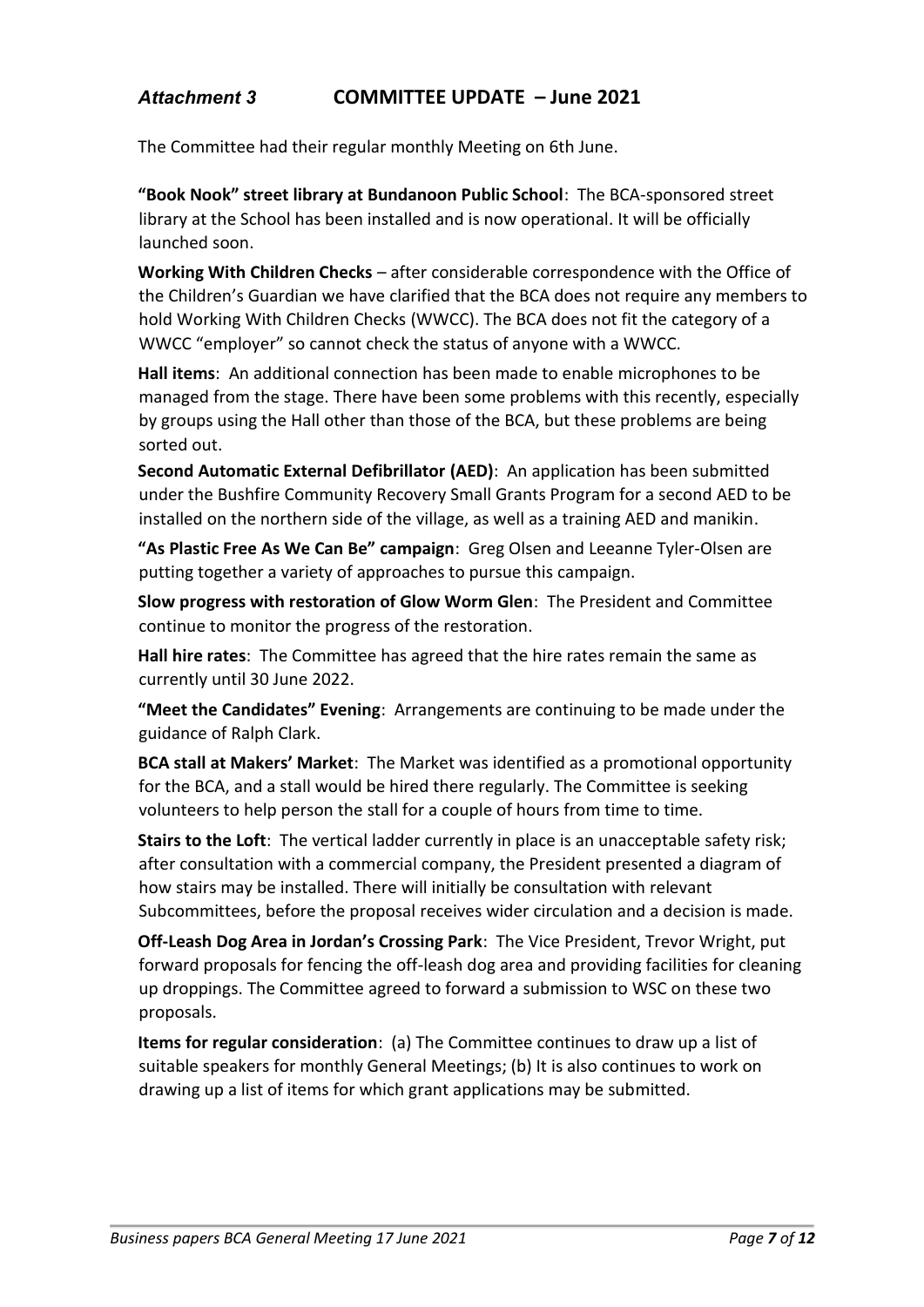## *Attachment 3* COMMITTEE UPDATE – June 2021

The Committee had their regular monthly Meeting on 6th June.

**"Book Nook" street library at Bundanoon Public School**: The BCA-sponsored street library at the School has been installed and is now operational. It will be officially launched soon.

**Working With Children Checks** – after considerable correspondence with the Office of the Children's Guardian we have clarified that the BCA does not require any members to hold Working With Children Checks (WWCC). The BCA does not fit the category of a WWCC "employer" so cannot check the status of anyone with a WWCC.

**Hall items**: An additional connection has been made to enable microphones to be managed from the stage. There have been some problems with this recently, especially by groups using the Hall other than those of the BCA, but these problems are being sorted out.

**Second Automatic External Defibrillator (AED)**: An application has been submitted under the Bushfire Community Recovery Small Grants Program for a second AED to be installed on the northern side of the village, as well as a training AED and manikin.

**"As Plastic Free As We Can Be" campaign**: Greg Olsen and Leeanne Tyler-Olsen are putting together a variety of approaches to pursue this campaign.

**Slow progress with restoration of Glow Worm Glen**: The President and Committee continue to monitor the progress of the restoration.

**Hall hire rates**: The Committee has agreed that the hire rates remain the same as currently until 30 June 2022.

**"Meet the Candidates" Evening**: Arrangements are continuing to be made under the guidance of Ralph Clark.

**BCA stall at Makers' Market**: The Market was identified as a promotional opportunity for the BCA, and a stall would be hired there regularly. The Committee is seeking volunteers to help person the stall for a couple of hours from time to time.

**Stairs to the Loft**: The vertical ladder currently in place is an unacceptable safety risk; after consultation with a commercial company, the President presented a diagram of how stairs may be installed. There will initially be consultation with relevant Subcommittees, before the proposal receives wider circulation and a decision is made.

**Off-Leash Dog Area in Jordan's Crossing Park**: The Vice President, Trevor Wright, put forward proposals for fencing the off-leash dog area and providing facilities for cleaning up droppings. The Committee agreed to forward a submission to WSC on these two proposals.

**Items for regular consideration**: (a) The Committee continues to draw up a list of suitable speakers for monthly General Meetings; (b) It is also continues to work on drawing up a list of items for which grant applications may be submitted.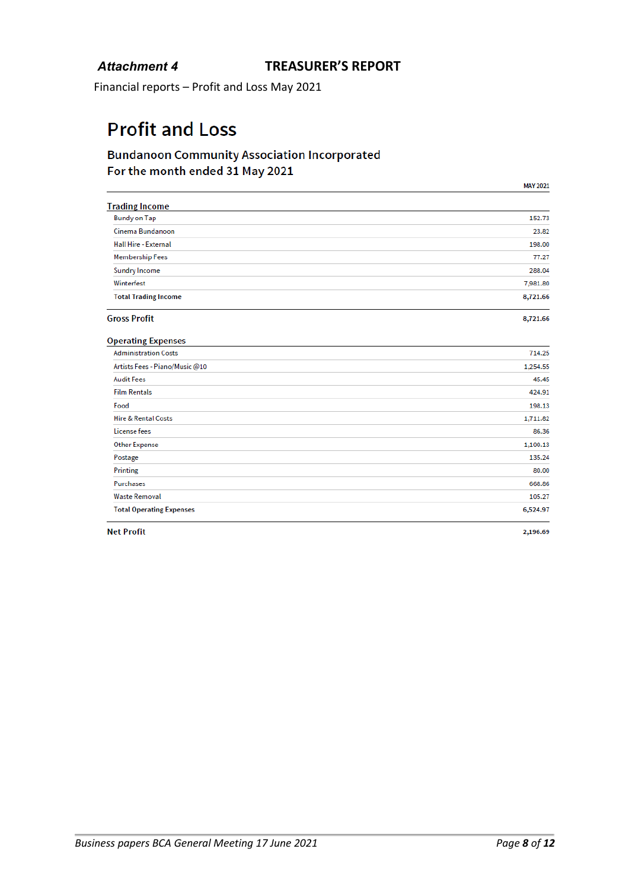*Attachment 4* **TREASURER'S REPORT**

Financial reports – Profit and Loss May 2021

# Profit and Loss

## Bundanoon Community Association Incorporated
## For the month ended 31 May 2021

| | MAY 2021 |
|---|---|
| **Trading Income** | |
| Bundy on Tap | 152.73 |
| Cinema Bundanoon | 23.82 |
| Hall Hire - External | 198.00 |
| Membership Fees | 77.27 |
| Sundry Income | 288.04 |
| Winterfest | 7,981.80 |
| **Total Trading Income** | **8,721.66** |
| **Gross Profit** | **8,721.66** |
| **Operating Expenses** | |
| Administration Costs | 714.25 |
| Artists Fees - Piano/Music @10 | 1,254.55 |
| Audit Fees | 45.45 |
| Film Rentals | 424.91 |
| Food | 198.13 |
| Hire & Rental Costs | 1,711.82 |
| License fees | 86.36 |
| Other Expense | 1,100.13 |
| Postage | 135.24 |
| Printing | 80.00 |
| Purchases | 668.86 |
| Waste Removal | 105.27 |
| **Total Operating Expenses** | **6,524.97** |
| **Net Profit** | **2,196.69** |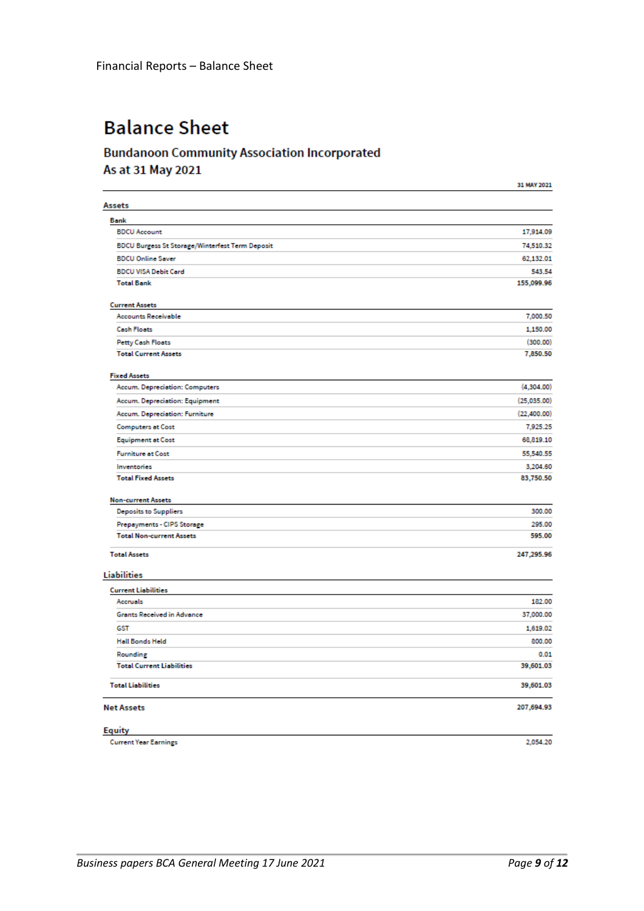Financial Reports – Balance Sheet

# Balance Sheet

## Bundanoon Community Association Incorporated
## As at 31 May 2021

| | 31 MAY 2021 |
|---|---|
| **Assets** | |
| **Bank** | |
| BDCU Account | 17,914.09 |
| BDCU Burgess St Storage/Winterfest Term Deposit | 74,510.32 |
| BDCU Online Saver | 62,132.01 |
| BDCU VISA Debit Card | 543.54 |
| **Total Bank** | **155,099.96** |
| **Current Assets** | |
| Accounts Receivable | 7,000.50 |
| Cash Floats | 1,150.00 |
| Petty Cash Floats | (300.00) |
| **Total Current Assets** | **7,850.50** |
| **Fixed Assets** | |
| Accum. Depreciation: Computers | (4,304.00) |
| Accum. Depreciation: Equipment | (25,035.00) |
| Accum. Depreciation: Furniture | (22,400.00) |
| Computers at Cost | 7,925.25 |
| Equipment at Cost | 68,819.10 |
| Furniture at Cost | 55,540.55 |
| Inventories | 3,204.60 |
| **Total Fixed Assets** | **83,750.50** |
| **Non-current Assets** | |
| Deposits to Suppliers | 300.00 |
| Prepayments - CIPS Storage | 295.00 |
| **Total Non-current Assets** | **595.00** |
| **Total Assets** | **247,295.96** |
| **Liabilities** | |
| **Current Liabilities** | |
| Accruals | 182.00 |
| Grants Received in Advance | 37,000.00 |
| GST | 1,619.02 |
| Hall Bonds Held | 800.00 |
| Rounding | 0.01 |
| **Total Current Liabilities** | **39,601.03** |
| **Total Liabilities** | **39,601.03** |
| **Net Assets** | **207,694.93** |
| **Equity** | |
| Current Year Earnings | 2,054.20 |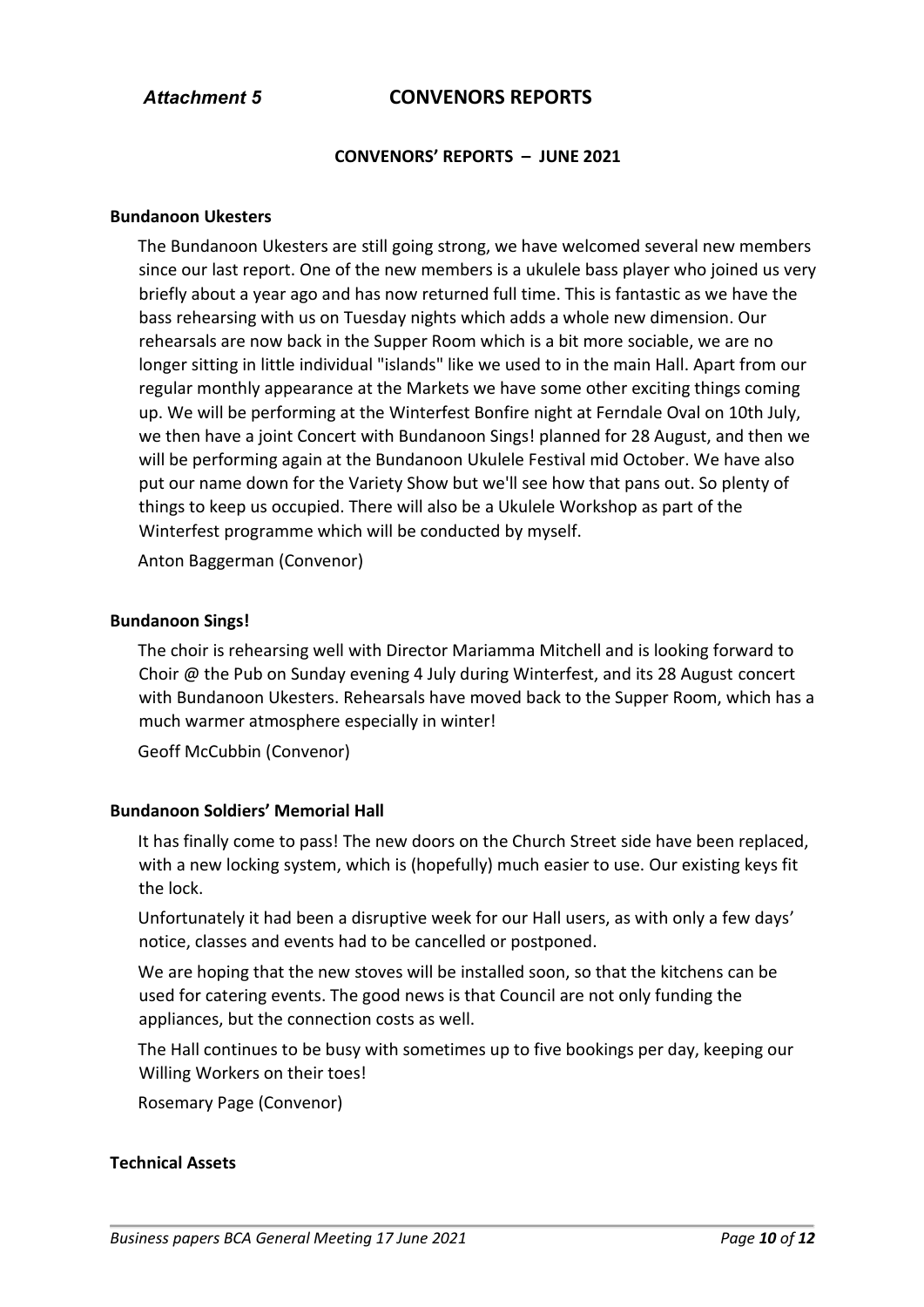*Attachment 5* **CONVENORS REPORTS**

**CONVENORS' REPORTS – JUNE 2021**

**Bundanoon Ukesters**

The Bundanoon Ukesters are still going strong, we have welcomed several new members since our last report. One of the new members is a ukulele bass player who joined us very briefly about a year ago and has now returned full time. This is fantastic as we have the bass rehearsing with us on Tuesday nights which adds a whole new dimension. Our rehearsals are now back in the Supper Room which is a bit more sociable, we are no longer sitting in little individual "islands" like we used to in the main Hall. Apart from our regular monthly appearance at the Markets we have some other exciting things coming up. We will be performing at the Winterfest Bonfire night at Ferndale Oval on 10th July, we then have a joint Concert with Bundanoon Sings! planned for 28 August, and then we will be performing again at the Bundanoon Ukulele Festival mid October. We have also put our name down for the Variety Show but we'll see how that pans out. So plenty of things to keep us occupied. There will also be a Ukulele Workshop as part of the Winterfest programme which will be conducted by myself.

Anton Baggerman (Convenor)

**Bundanoon Sings!**

The choir is rehearsing well with Director Mariamma Mitchell and is looking forward to Choir @ the Pub on Sunday evening 4 July during Winterfest, and its 28 August concert with Bundanoon Ukesters. Rehearsals have moved back to the Supper Room, which has a much warmer atmosphere especially in winter!

Geoff McCubbin (Convenor)

**Bundanoon Soldiers' Memorial Hall**

It has finally come to pass! The new doors on the Church Street side have been replaced, with a new locking system, which is (hopefully) much easier to use. Our existing keys fit the lock.

Unfortunately it had been a disruptive week for our Hall users, as with only a few days' notice, classes and events had to be cancelled or postponed.

We are hoping that the new stoves will be installed soon, so that the kitchens can be used for catering events. The good news is that Council are not only funding the appliances, but the connection costs as well.

The Hall continues to be busy with sometimes up to five bookings per day, keeping our Willing Workers on their toes!

Rosemary Page (Convenor)

**Technical Assets**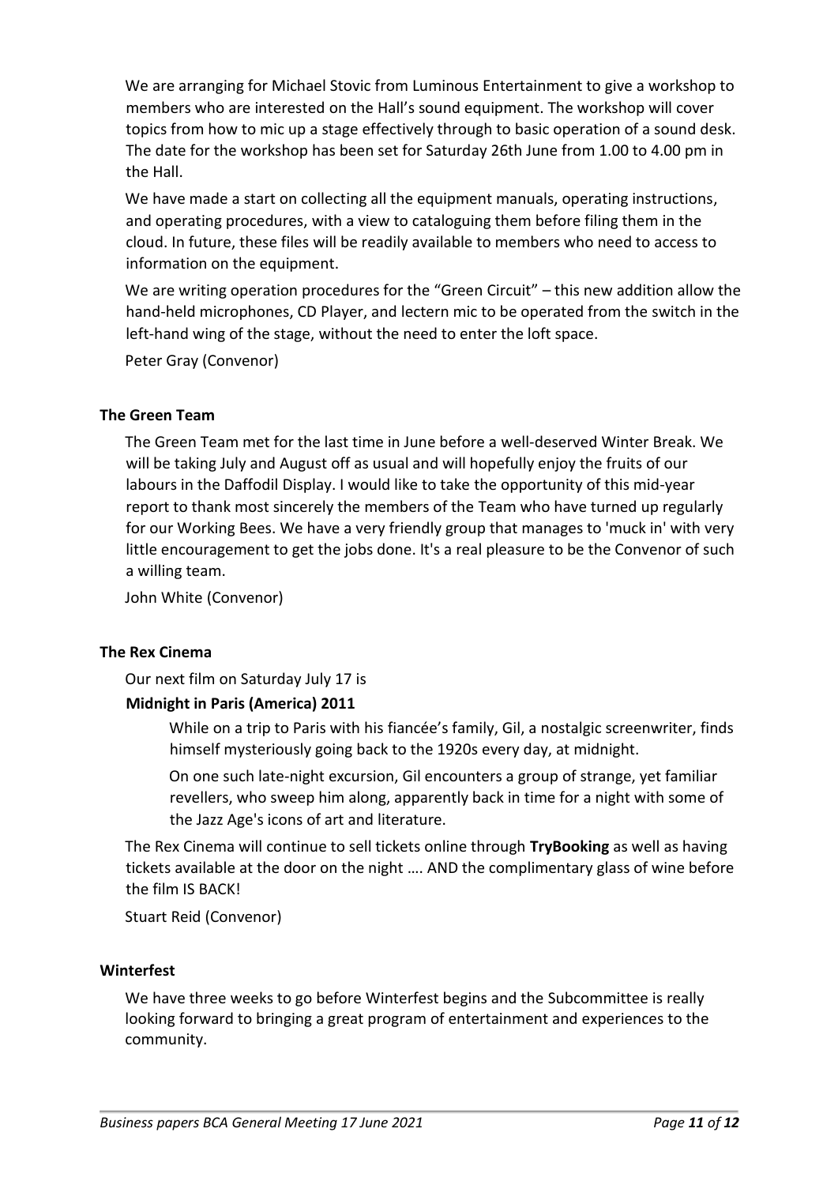We are arranging for Michael Stovic from Luminous Entertainment to give a workshop to members who are interested on the Hall's sound equipment. The workshop will cover topics from how to mic up a stage effectively through to basic operation of a sound desk. The date for the workshop has been set for Saturday 26th June from 1.00 to 4.00 pm in the Hall.

We have made a start on collecting all the equipment manuals, operating instructions, and operating procedures, with a view to cataloguing them before filing them in the cloud. In future, these files will be readily available to members who need to access to information on the equipment.

We are writing operation procedures for the "Green Circuit" – this new addition allow the hand-held microphones, CD Player, and lectern mic to be operated from the switch in the left-hand wing of the stage, without the need to enter the loft space.

Peter Gray (Convenor)

**The Green Team**

The Green Team met for the last time in June before a well-deserved Winter Break. We will be taking July and August off as usual and will hopefully enjoy the fruits of our labours in the Daffodil Display. I would like to take the opportunity of this mid-year report to thank most sincerely the members of the Team who have turned up regularly for our Working Bees. We have a very friendly group that manages to 'muck in' with very little encouragement to get the jobs done. It's a real pleasure to be the Convenor of such a willing team.

John White (Convenor)

**The Rex Cinema**

Our next film on Saturday July 17 is

**Midnight in Paris (America) 2011**

While on a trip to Paris with his fiancée's family, Gil, a nostalgic screenwriter, finds himself mysteriously going back to the 1920s every day, at midnight.

On one such late-night excursion, Gil encounters a group of strange, yet familiar revellers, who sweep him along, apparently back in time for a night with some of the Jazz Age's icons of art and literature.

The Rex Cinema will continue to sell tickets online through **TryBooking** as well as having tickets available at the door on the night …. AND the complimentary glass of wine before the film IS BACK!

Stuart Reid (Convenor)

**Winterfest**

We have three weeks to go before Winterfest begins and the Subcommittee is really looking forward to bringing a great program of entertainment and experiences to the community.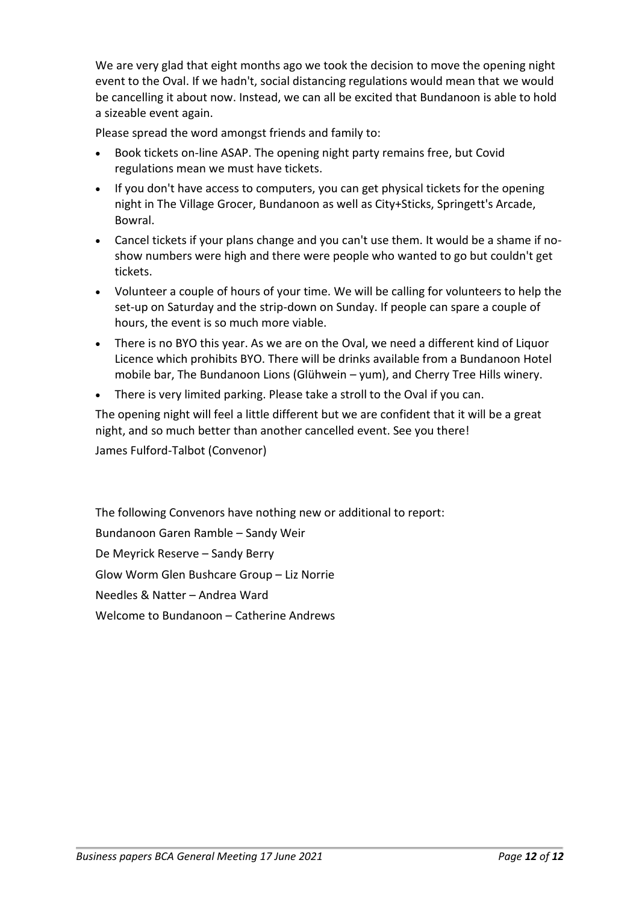We are very glad that eight months ago we took the decision to move the opening night event to the Oval. If we hadn't, social distancing regulations would mean that we would be cancelling it about now. Instead, we can all be excited that Bundanoon is able to hold a sizeable event again.

Please spread the word amongst friends and family to:

- Book tickets on-line ASAP. The opening night party remains free, but Covid regulations mean we must have tickets.
- If you don't have access to computers, you can get physical tickets for the opening night in The Village Grocer, Bundanoon as well as City+Sticks, Springett's Arcade, Bowral.
- Cancel tickets if your plans change and you can't use them. It would be a shame if no-show numbers were high and there were people who wanted to go but couldn't get tickets.
- Volunteer a couple of hours of your time. We will be calling for volunteers to help the set-up on Saturday and the strip-down on Sunday. If people can spare a couple of hours, the event is so much more viable.
- There is no BYO this year. As we are on the Oval, we need a different kind of Liquor Licence which prohibits BYO. There will be drinks available from a Bundanoon Hotel mobile bar, The Bundanoon Lions (Glühwein – yum), and Cherry Tree Hills winery.
- There is very limited parking. Please take a stroll to the Oval if you can.

The opening night will feel a little different but we are confident that it will be a great night, and so much better than another cancelled event. See you there!

James Fulford-Talbot (Convenor)

The following Convenors have nothing new or additional to report:

Bundanoon Garen Ramble – Sandy Weir

De Meyrick Reserve – Sandy Berry

Glow Worm Glen Bushcare Group – Liz Norrie

Needles & Natter – Andrea Ward

Welcome to Bundanoon – Catherine Andrews